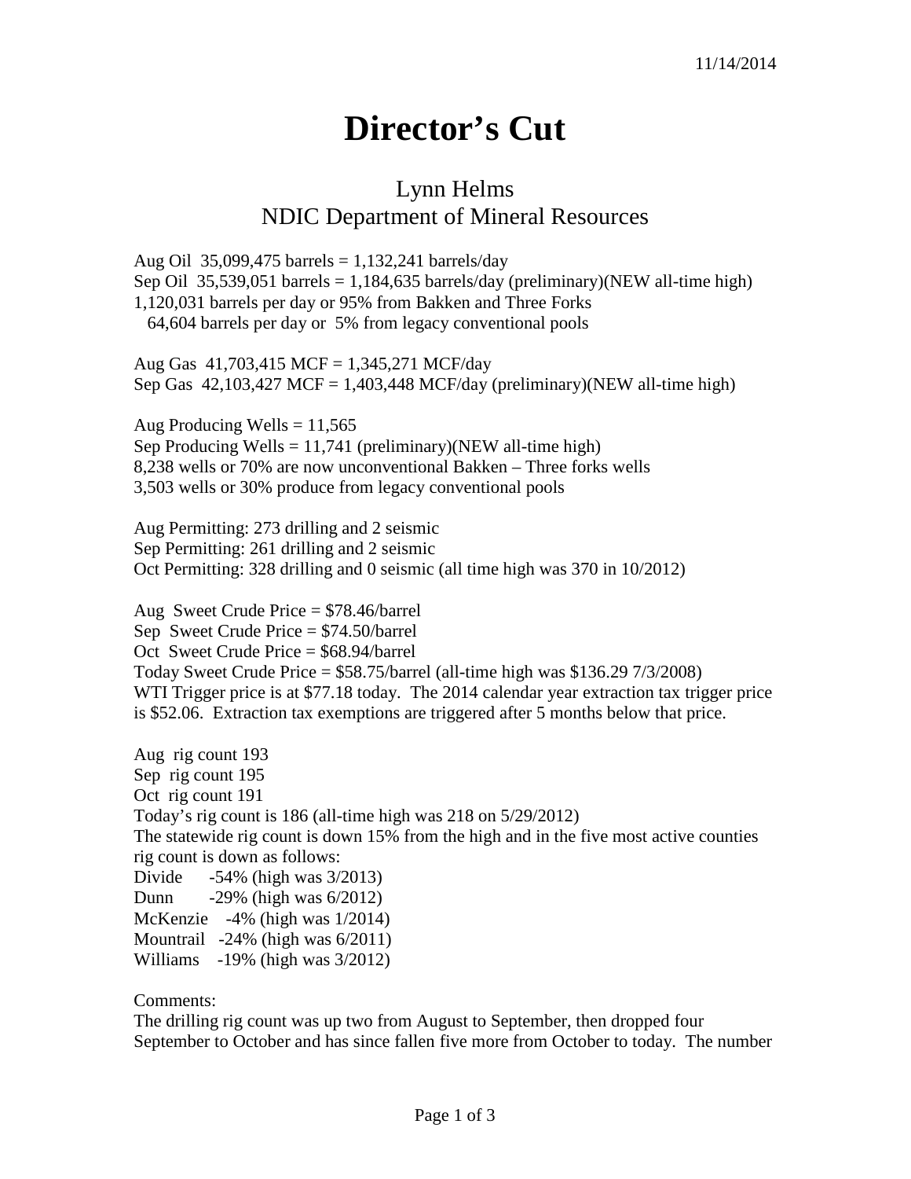11/14/2014

# Director's Cut

## Lynn Helms
## NDIC Department of Mineral Resources

Aug Oil 35,099,475 barrels = 1,132,241 barrels/day
Sep Oil 35,539,051 barrels = 1,184,635 barrels/day (preliminary)(NEW all-time high)
1,120,031 barrels per day or 95% from Bakken and Three Forks
64,604 barrels per day or 5% from legacy conventional pools

Aug Gas 41,703,415 MCF = 1,345,271 MCF/day
Sep Gas 42,103,427 MCF = 1,403,448 MCF/day (preliminary)(NEW all-time high)

Aug Producing Wells = 11,565
Sep Producing Wells = 11,741 (preliminary)(NEW all-time high)
8,238 wells or 70% are now unconventional Bakken – Three forks wells
3,503 wells or 30% produce from legacy conventional pools

Aug Permitting: 273 drilling and 2 seismic
Sep Permitting: 261 drilling and 2 seismic
Oct Permitting: 328 drilling and 0 seismic (all time high was 370 in 10/2012)

Aug Sweet Crude Price = $78.46/barrel
Sep Sweet Crude Price = $74.50/barrel
Oct Sweet Crude Price = $68.94/barrel
Today Sweet Crude Price = $58.75/barrel (all-time high was $136.29 7/3/2008)
WTI Trigger price is at $77.18 today. The 2014 calendar year extraction tax trigger price is $52.06. Extraction tax exemptions are triggered after 5 months below that price.

Aug rig count 193
Sep rig count 195
Oct rig count 191
Today's rig count is 186 (all-time high was 218 on 5/29/2012)
The statewide rig count is down 15% from the high and in the five most active counties rig count is down as follows:
Divide -54% (high was 3/2013)
Dunn -29% (high was 6/2012)
McKenzie -4% (high was 1/2014)
Mountrail -24% (high was 6/2011)
Williams -19% (high was 3/2012)

Comments:
The drilling rig count was up two from August to September, then dropped four September to October and has since fallen five more from October to today. The number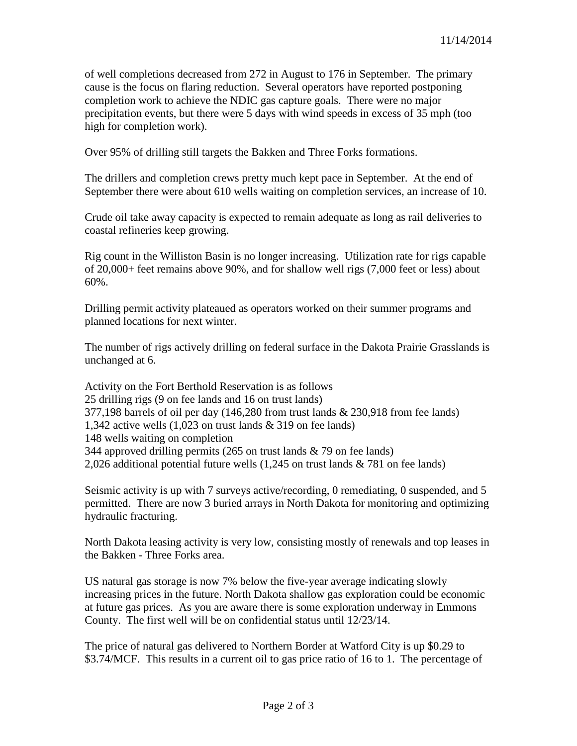of well completions decreased from 272 in August to 176 in September. The primary cause is the focus on flaring reduction. Several operators have reported postponing completion work to achieve the NDIC gas capture goals. There were no major precipitation events, but there were 5 days with wind speeds in excess of 35 mph (too high for completion work).

Over 95% of drilling still targets the Bakken and Three Forks formations.

The drillers and completion crews pretty much kept pace in September. At the end of September there were about 610 wells waiting on completion services, an increase of 10.

Crude oil take away capacity is expected to remain adequate as long as rail deliveries to coastal refineries keep growing.

Rig count in the Williston Basin is no longer increasing. Utilization rate for rigs capable of 20,000+ feet remains above 90%, and for shallow well rigs (7,000 feet or less) about 60%.

Drilling permit activity plateaued as operators worked on their summer programs and planned locations for next winter.

The number of rigs actively drilling on federal surface in the Dakota Prairie Grasslands is unchanged at 6.

Activity on the Fort Berthold Reservation is as follows
25 drilling rigs (9 on fee lands and 16 on trust lands)
377,198 barrels of oil per day (146,280 from trust lands & 230,918 from fee lands)
1,342 active wells (1,023 on trust lands & 319 on fee lands)
148 wells waiting on completion
344 approved drilling permits (265 on trust lands & 79 on fee lands)
2,026 additional potential future wells (1,245 on trust lands & 781 on fee lands)

Seismic activity is up with 7 surveys active/recording, 0 remediating, 0 suspended, and 5 permitted. There are now 3 buried arrays in North Dakota for monitoring and optimizing hydraulic fracturing.

North Dakota leasing activity is very low, consisting mostly of renewals and top leases in the Bakken - Three Forks area.

US natural gas storage is now 7% below the five-year average indicating slowly increasing prices in the future. North Dakota shallow gas exploration could be economic at future gas prices. As you are aware there is some exploration underway in Emmons County. The first well will be on confidential status until 12/23/14.

The price of natural gas delivered to Northern Border at Watford City is up $0.29 to $3.74/MCF. This results in a current oil to gas price ratio of 16 to 1. The percentage of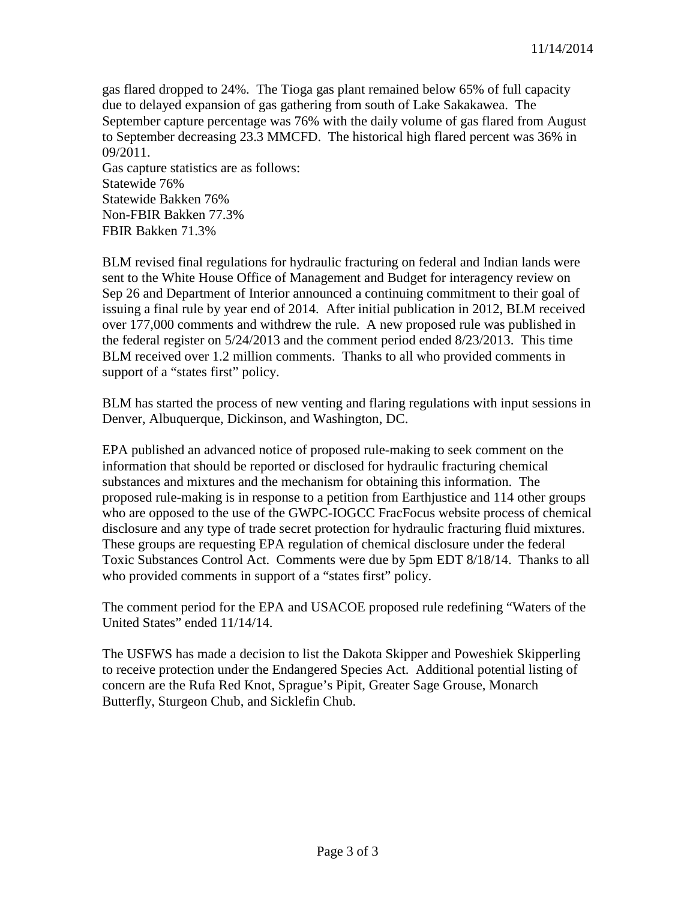gas flared dropped to 24%. The Tioga gas plant remained below 65% of full capacity due to delayed expansion of gas gathering from south of Lake Sakakawea. The September capture percentage was 76% with the daily volume of gas flared from August to September decreasing 23.3 MMCFD. The historical high flared percent was 36% in 09/2011.
Gas capture statistics are as follows:
Statewide 76%
Statewide Bakken 76%
Non-FBIR Bakken 77.3%
FBIR Bakken 71.3%

BLM revised final regulations for hydraulic fracturing on federal and Indian lands were sent to the White House Office of Management and Budget for interagency review on Sep 26 and Department of Interior announced a continuing commitment to their goal of issuing a final rule by year end of 2014. After initial publication in 2012, BLM received over 177,000 comments and withdrew the rule. A new proposed rule was published in the federal register on 5/24/2013 and the comment period ended 8/23/2013. This time BLM received over 1.2 million comments. Thanks to all who provided comments in support of a "states first" policy.

BLM has started the process of new venting and flaring regulations with input sessions in Denver, Albuquerque, Dickinson, and Washington, DC.

EPA published an advanced notice of proposed rule-making to seek comment on the information that should be reported or disclosed for hydraulic fracturing chemical substances and mixtures and the mechanism for obtaining this information. The proposed rule-making is in response to a petition from Earthjustice and 114 other groups who are opposed to the use of the GWPC-IOGCC FracFocus website process of chemical disclosure and any type of trade secret protection for hydraulic fracturing fluid mixtures. These groups are requesting EPA regulation of chemical disclosure under the federal Toxic Substances Control Act. Comments were due by 5pm EDT 8/18/14. Thanks to all who provided comments in support of a "states first" policy.

The comment period for the EPA and USACOE proposed rule redefining "Waters of the United States" ended 11/14/14.

The USFWS has made a decision to list the Dakota Skipper and Poweshiek Skipperling to receive protection under the Endangered Species Act. Additional potential listing of concern are the Rufa Red Knot, Sprague's Pipit, Greater Sage Grouse, Monarch Butterfly, Sturgeon Chub, and Sicklefin Chub.